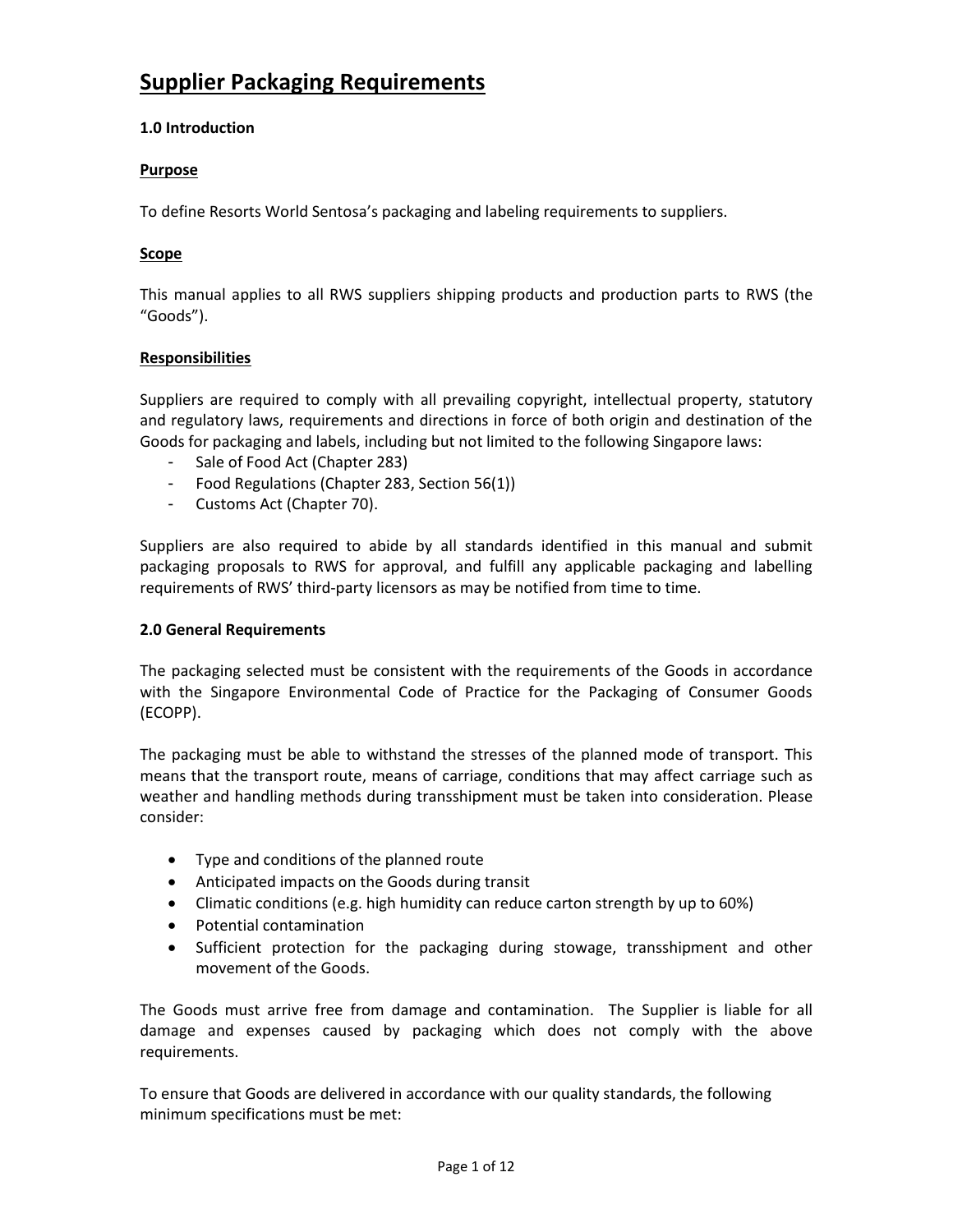# Supplier Packaging Requirements

### 1.0 Introduction

#### Purpose

To define Resorts World Sentosa's packaging and labeling requirements to suppliers.

#### Scope

This manual applies to all RWS suppliers shipping products and production parts to RWS (the "Goods").

#### Responsibilities

Suppliers are required to comply with all prevailing copyright, intellectual property, statutory and regulatory laws, requirements and directions in force of both origin and destination of the Goods for packaging and labels, including but not limited to the following Singapore laws:

- Sale of Food Act (Chapter 283)
- Food Regulations (Chapter 283, Section 56(1))
- Customs Act (Chapter 70).

Suppliers are also required to abide by all standards identified in this manual and submit packaging proposals to RWS for approval, and fulfill any applicable packaging and labelling requirements of RWS' third-party licensors as may be notified from time to time.

### 2.0 General Requirements

The packaging selected must be consistent with the requirements of the Goods in accordance with the Singapore Environmental Code of Practice for the Packaging of Consumer Goods (ECOPP).

The packaging must be able to withstand the stresses of the planned mode of transport. This means that the transport route, means of carriage, conditions that may affect carriage such as weather and handling methods during transshipment must be taken into consideration. Please consider:

- Type and conditions of the planned route
- Anticipated impacts on the Goods during transit
- Climatic conditions (e.g. high humidity can reduce carton strength by up to 60%)
- Potential contamination
- Sufficient protection for the packaging during stowage, transshipment and other movement of the Goods.

The Goods must arrive free from damage and contamination. The Supplier is liable for all damage and expenses caused by packaging which does not comply with the above requirements.

To ensure that Goods are delivered in accordance with our quality standards, the following minimum specifications must be met: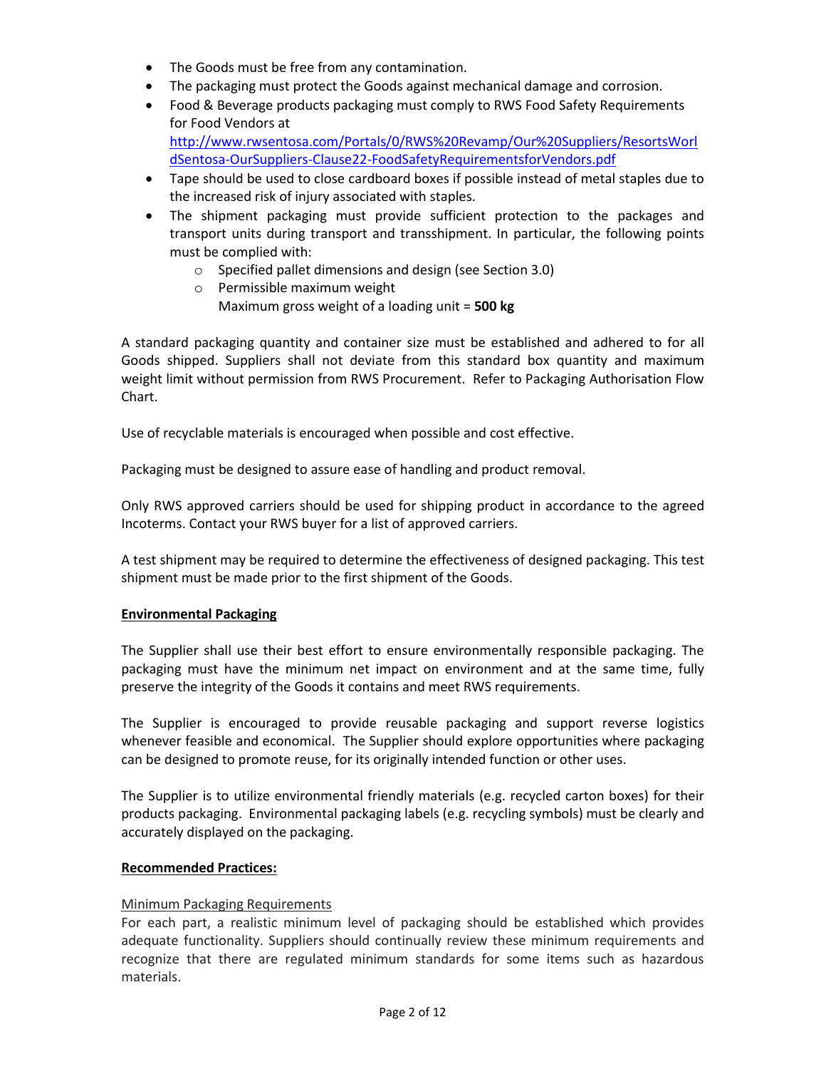- The Goods must be free from any contamination.
- The packaging must protect the Goods against mechanical damage and corrosion.
- Food & Beverage products packaging must comply to RWS Food Safety Requirements for Food Vendors at [http://www.rwsentosa.com/Portals/0/RWS%20Revamp/Our%20Suppliers/ResortsWorldSentosa-OurSuppliers-Clause22-FoodSafetyRequirementsforVendors.pdf](http://www.rwsentosa.com/Portals/0/RWS%20Revamp/Our%20Suppliers/ResortsWorldSentosa-OurSuppliers-Clause22-FoodSafetyRequirementsforVendors.pdf)
- Tape should be used to close cardboard boxes if possible instead of metal staples due to the increased risk of injury associated with staples.
- The shipment packaging must provide sufficient protection to the packages and transport units during transport and transshipment. In particular, the following points must be complied with:
  - Specified pallet dimensions and design (see Section 3.0)
  - Permissible maximum weight
    Maximum gross weight of a loading unit = **500 kg**

A standard packaging quantity and container size must be established and adhered to for all Goods shipped. Suppliers shall not deviate from this standard box quantity and maximum weight limit without permission from RWS Procurement. Refer to Packaging Authorisation Flow Chart.

Use of recyclable materials is encouraged when possible and cost effective.

Packaging must be designed to assure ease of handling and product removal.

Only RWS approved carriers should be used for shipping product in accordance to the agreed Incoterms. Contact your RWS buyer for a list of approved carriers.

A test shipment may be required to determine the effectiveness of designed packaging. This test shipment must be made prior to the first shipment of the Goods.

**Environmental Packaging**

The Supplier shall use their best effort to ensure environmentally responsible packaging. The packaging must have the minimum net impact on environment and at the same time, fully preserve the integrity of the Goods it contains and meet RWS requirements.

The Supplier is encouraged to provide reusable packaging and support reverse logistics whenever feasible and economical. The Supplier should explore opportunities where packaging can be designed to promote reuse, for its originally intended function or other uses.

The Supplier is to utilize environmental friendly materials (e.g. recycled carton boxes) for their products packaging. Environmental packaging labels (e.g. recycling symbols) must be clearly and accurately displayed on the packaging.

**Recommended Practices:**

Minimum Packaging Requirements

For each part, a realistic minimum level of packaging should be established which provides adequate functionality. Suppliers should continually review these minimum requirements and recognize that there are regulated minimum standards for some items such as hazardous materials.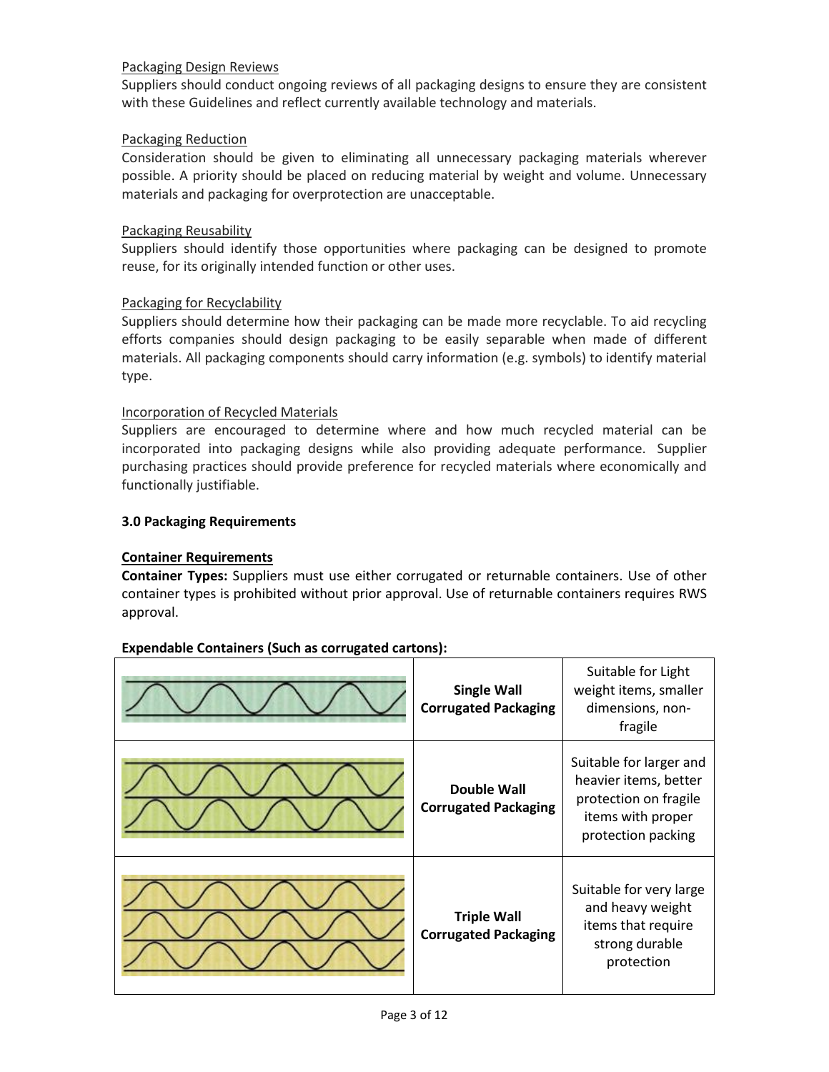Packaging Design Reviews

Suppliers should conduct ongoing reviews of all packaging designs to ensure they are consistent with these Guidelines and reflect currently available technology and materials.

Packaging Reduction

Consideration should be given to eliminating all unnecessary packaging materials wherever possible. A priority should be placed on reducing material by weight and volume. Unnecessary materials and packaging for overprotection are unacceptable.

Packaging Reusability

Suppliers should identify those opportunities where packaging can be designed to promote reuse, for its originally intended function or other uses.

Packaging for Recyclability

Suppliers should determine how their packaging can be made more recyclable. To aid recycling efforts companies should design packaging to be easily separable when made of different materials. All packaging components should carry information (e.g. symbols) to identify material type.

Incorporation of Recycled Materials

Suppliers are encouraged to determine where and how much recycled material can be incorporated into packaging designs while also providing adequate performance. Supplier purchasing practices should provide preference for recycled materials where economically and functionally justifiable.

## 3.0 Packaging Requirements

**Container Requirements**

**Container Types:** Suppliers must use either corrugated or returnable containers. Use of other container types is prohibited without prior approval. Use of returnable containers requires RWS approval.

**Expendable Containers (Such as corrugated cartons):**

| | | |
|---|---|---|
| | **Single Wall Corrugated Packaging** | Suitable for Light weight items, smaller dimensions, non-fragile |
| | **Double Wall Corrugated Packaging** | Suitable for larger and heavier items, better protection on fragile items with proper protection packing |
| | **Triple Wall Corrugated Packaging** | Suitable for very large and heavy weight items that require strong durable protection |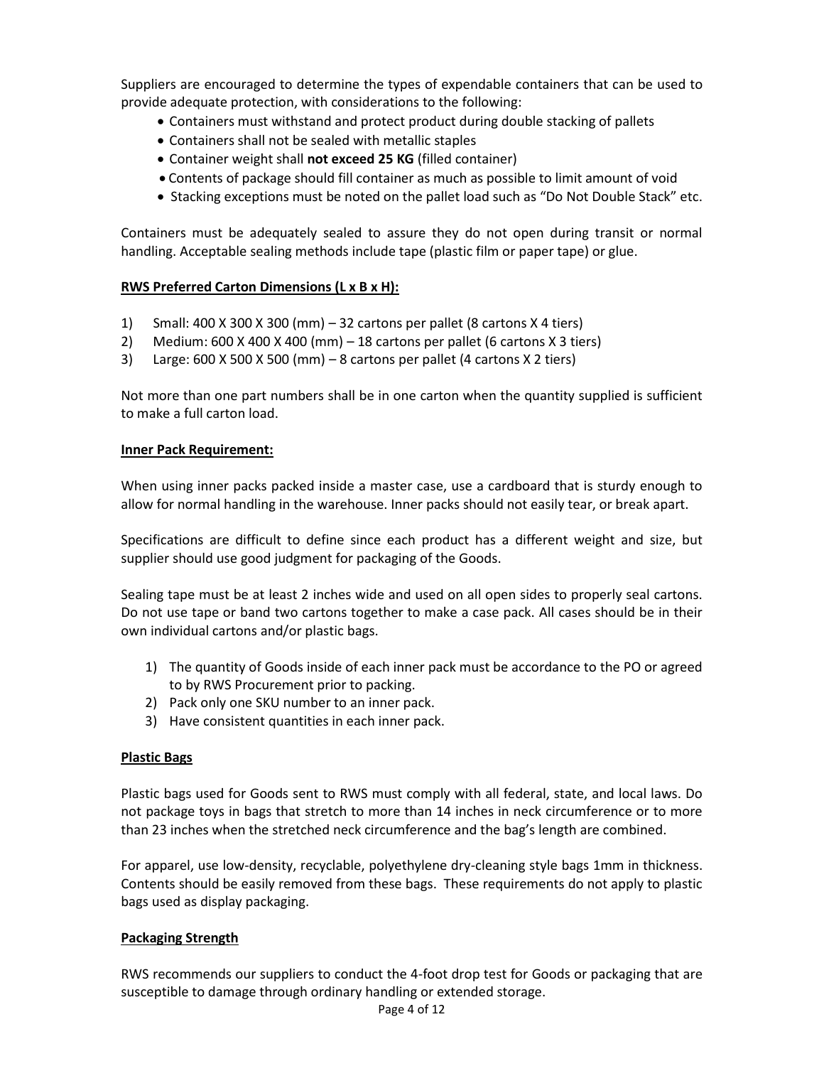Suppliers are encouraged to determine the types of expendable containers that can be used to provide adequate protection, with considerations to the following:

- Containers must withstand and protect product during double stacking of pallets
- Containers shall not be sealed with metallic staples
- Container weight shall **not exceed 25 KG** (filled container)
- Contents of package should fill container as much as possible to limit amount of void
- Stacking exceptions must be noted on the pallet load such as “Do Not Double Stack” etc.

Containers must be adequately sealed to assure they do not open during transit or normal handling. Acceptable sealing methods include tape (plastic film or paper tape) or glue.

**RWS Preferred Carton Dimensions (L x B x H):**

1) Small: 400 X 300 X 300 (mm) – 32 cartons per pallet (8 cartons X 4 tiers)
2) Medium: 600 X 400 X 400 (mm) – 18 cartons per pallet (6 cartons X 3 tiers)
3) Large: 600 X 500 X 500 (mm) – 8 cartons per pallet (4 cartons X 2 tiers)

Not more than one part numbers shall be in one carton when the quantity supplied is sufficient to make a full carton load.

**Inner Pack Requirement:**

When using inner packs packed inside a master case, use a cardboard that is sturdy enough to allow for normal handling in the warehouse. Inner packs should not easily tear, or break apart.

Specifications are difficult to define since each product has a different weight and size, but supplier should use good judgment for packaging of the Goods.

Sealing tape must be at least 2 inches wide and used on all open sides to properly seal cartons. Do not use tape or band two cartons together to make a case pack. All cases should be in their own individual cartons and/or plastic bags.

1) The quantity of Goods inside of each inner pack must be accordance to the PO or agreed to by RWS Procurement prior to packing.
2) Pack only one SKU number to an inner pack.
3) Have consistent quantities in each inner pack.

**Plastic Bags**

Plastic bags used for Goods sent to RWS must comply with all federal, state, and local laws. Do not package toys in bags that stretch to more than 14 inches in neck circumference or to more than 23 inches when the stretched neck circumference and the bag’s length are combined.

For apparel, use low-density, recyclable, polyethylene dry-cleaning style bags 1mm in thickness. Contents should be easily removed from these bags. These requirements do not apply to plastic bags used as display packaging.

**Packaging Strength**

RWS recommends our suppliers to conduct the 4-foot drop test for Goods or packaging that are susceptible to damage through ordinary handling or extended storage.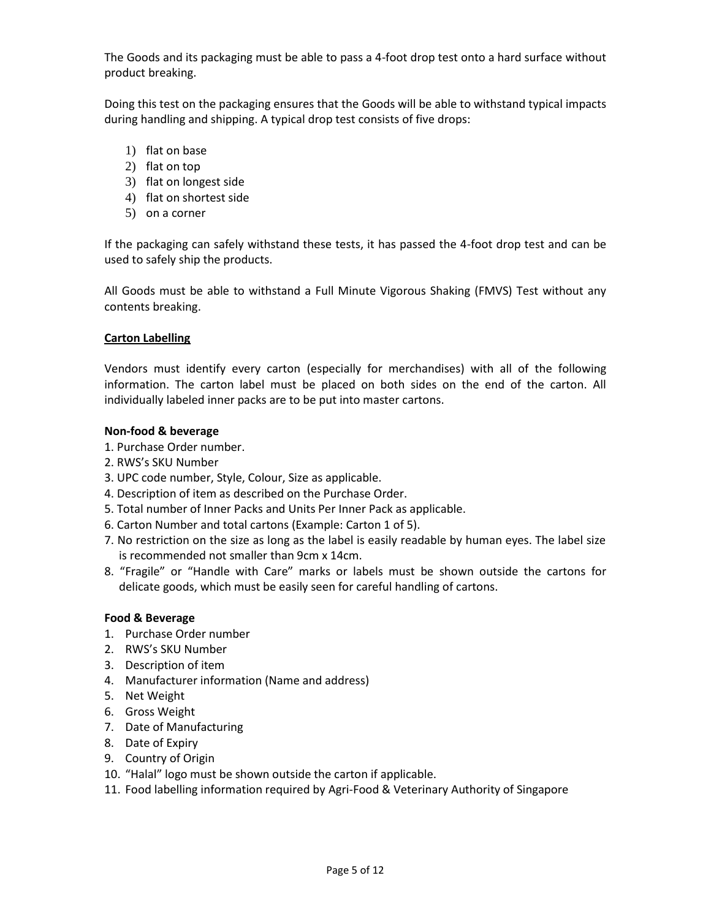The Goods and its packaging must be able to pass a 4-foot drop test onto a hard surface without product breaking.

Doing this test on the packaging ensures that the Goods will be able to withstand typical impacts during handling and shipping. A typical drop test consists of five drops:

1) flat on base
2) flat on top
3) flat on longest side
4) flat on shortest side
5) on a corner

If the packaging can safely withstand these tests, it has passed the 4-foot drop test and can be used to safely ship the products.

All Goods must be able to withstand a Full Minute Vigorous Shaking (FMVS) Test without any contents breaking.

**Carton Labelling**

Vendors must identify every carton (especially for merchandises) with all of the following information. The carton label must be placed on both sides on the end of the carton. All individually labeled inner packs are to be put into master cartons.

**Non-food & beverage**

1. Purchase Order number.
2. RWS's SKU Number
3. UPC code number, Style, Colour, Size as applicable.
4. Description of item as described on the Purchase Order.
5. Total number of Inner Packs and Units Per Inner Pack as applicable.
6. Carton Number and total cartons (Example: Carton 1 of 5).
7. No restriction on the size as long as the label is easily readable by human eyes. The label size is recommended not smaller than 9cm x 14cm.
8. "Fragile" or "Handle with Care" marks or labels must be shown outside the cartons for delicate goods, which must be easily seen for careful handling of cartons.

**Food & Beverage**

1. Purchase Order number
2. RWS's SKU Number
3. Description of item
4. Manufacturer information (Name and address)
5. Net Weight
6. Gross Weight
7. Date of Manufacturing
8. Date of Expiry
9. Country of Origin
10. "Halal" logo must be shown outside the carton if applicable.
11. Food labelling information required by Agri-Food & Veterinary Authority of Singapore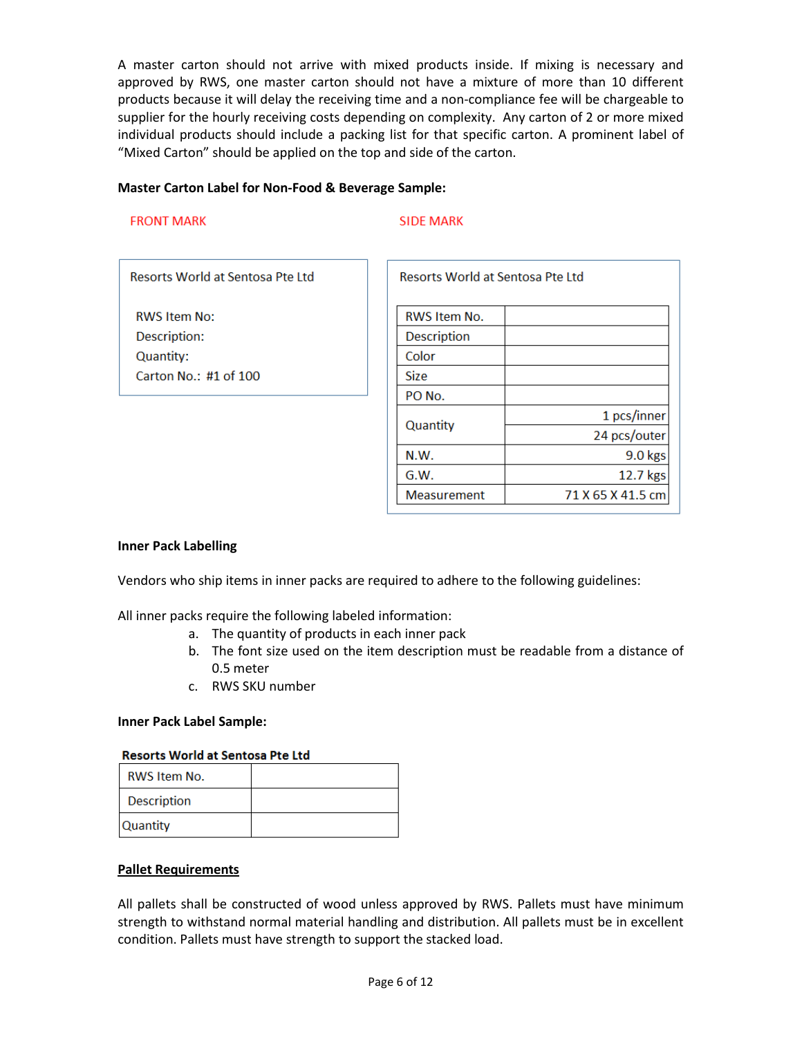A master carton should not arrive with mixed products inside. If mixing is necessary and approved by RWS, one master carton should not have a mixture of more than 10 different products because it will delay the receiving time and a non-compliance fee will be chargeable to supplier for the hourly receiving costs depending on complexity. Any carton of 2 or more mixed individual products should include a packing list for that specific carton. A prominent label of "Mixed Carton" should be applied on the top and side of the carton.

**Master Carton Label for Non-Food & Beverage Sample:**

FRONT MARK

Resorts World at Sentosa Pte Ltd

RWS Item No:
Description:
Quantity:
Carton No.: #1 of 100

SIDE MARK

Resorts World at Sentosa Pte Ltd

| RWS Item No. | |
|---|---|
| Description | |
| Color | |
| Size | |
| PO No. | |
| Quantity | 1 pcs/inner |
| | 24 pcs/outer |
| N.W. | 9.0 kgs |
| G.W. | 12.7 kgs |
| Measurement | 71 X 65 X 41.5 cm |

**Inner Pack Labelling**

Vendors who ship items in inner packs are required to adhere to the following guidelines:

All inner packs require the following labeled information:

a. The quantity of products in each inner pack
b. The font size used on the item description must be readable from a distance of 0.5 meter
c. RWS SKU number

**Inner Pack Label Sample:**

**Resorts World at Sentosa Pte Ltd**

| RWS Item No. | |
|---|---|
| Description | |
| Quantity | |

**Pallet Requirements**

All pallets shall be constructed of wood unless approved by RWS. Pallets must have minimum strength to withstand normal material handling and distribution. All pallets must be in excellent condition. Pallets must have strength to support the stacked load.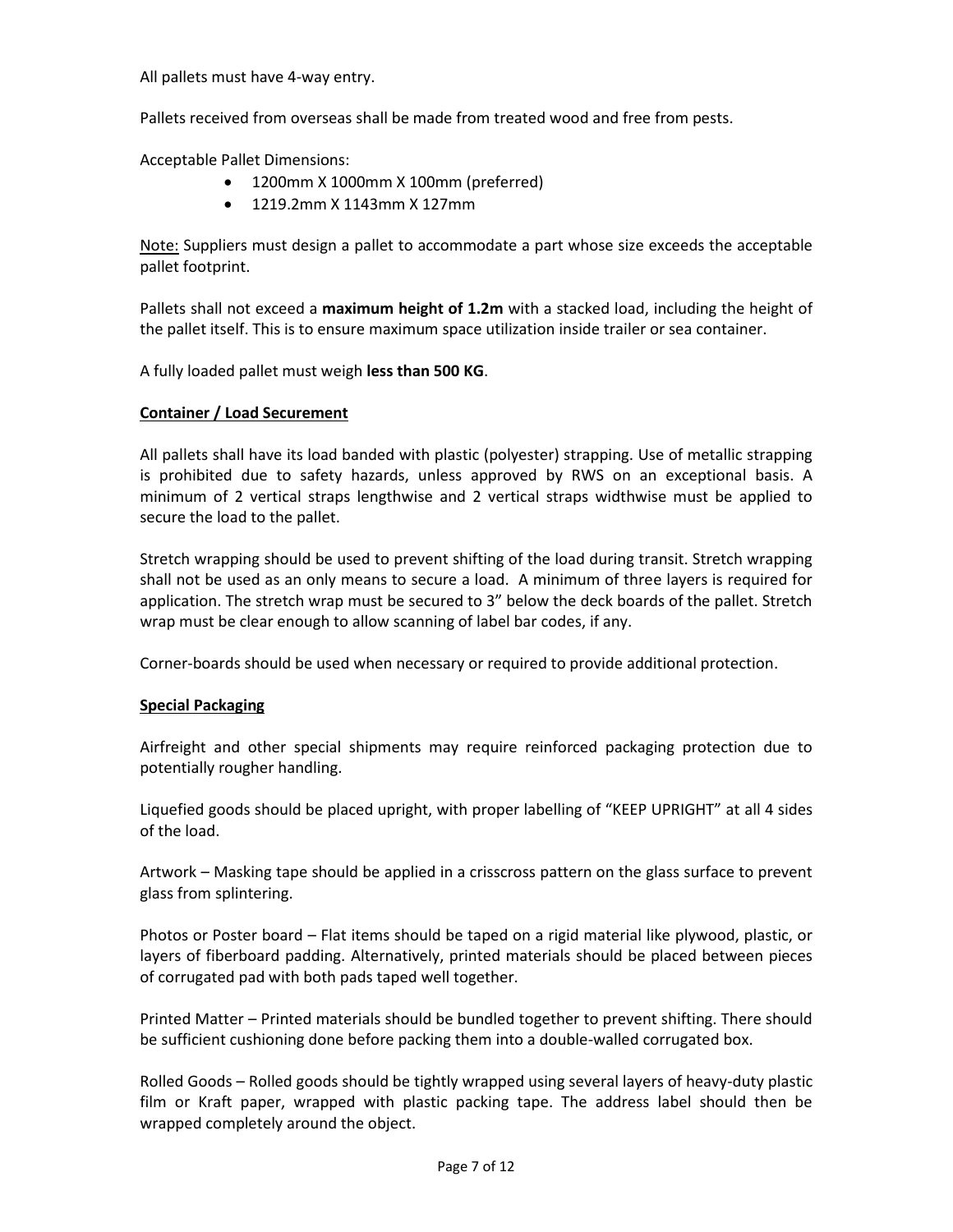All pallets must have 4-way entry.

Pallets received from overseas shall be made from treated wood and free from pests.

Acceptable Pallet Dimensions:

- 1200mm X 1000mm X 100mm (preferred)
- 1219.2mm X 1143mm X 127mm

<u>Note:</u> Suppliers must design a pallet to accommodate a part whose size exceeds the acceptable pallet footprint.

Pallets shall not exceed a **maximum height of 1.2m** with a stacked load, including the height of the pallet itself. This is to ensure maximum space utilization inside trailer or sea container.

A fully loaded pallet must weigh **less than 500 KG**.

**<u>Container / Load Securement</u>**

All pallets shall have its load banded with plastic (polyester) strapping. Use of metallic strapping is prohibited due to safety hazards, unless approved by RWS on an exceptional basis. A minimum of 2 vertical straps lengthwise and 2 vertical straps widthwise must be applied to secure the load to the pallet.

Stretch wrapping should be used to prevent shifting of the load during transit. Stretch wrapping shall not be used as an only means to secure a load. A minimum of three layers is required for application. The stretch wrap must be secured to 3" below the deck boards of the pallet. Stretch wrap must be clear enough to allow scanning of label bar codes, if any.

Corner-boards should be used when necessary or required to provide additional protection.

**<u>Special Packaging</u>**

Airfreight and other special shipments may require reinforced packaging protection due to potentially rougher handling.

Liquefied goods should be placed upright, with proper labelling of "KEEP UPRIGHT" at all 4 sides of the load.

Artwork – Masking tape should be applied in a crisscross pattern on the glass surface to prevent glass from splintering.

Photos or Poster board – Flat items should be taped on a rigid material like plywood, plastic, or layers of fiberboard padding. Alternatively, printed materials should be placed between pieces of corrugated pad with both pads taped well together.

Printed Matter – Printed materials should be bundled together to prevent shifting. There should be sufficient cushioning done before packing them into a double-walled corrugated box.

Rolled Goods – Rolled goods should be tightly wrapped using several layers of heavy-duty plastic film or Kraft paper, wrapped with plastic packing tape. The address label should then be wrapped completely around the object.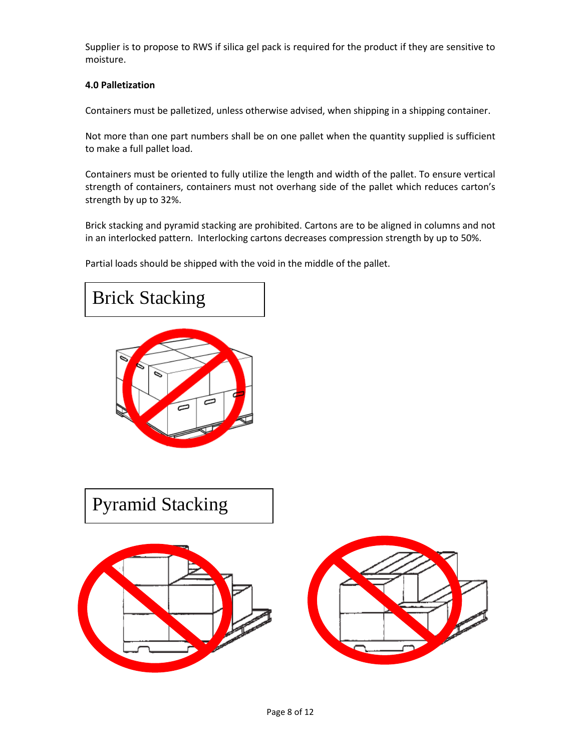Supplier is to propose to RWS if silica gel pack is required for the product if they are sensitive to moisture.

**4.0 Palletization**

Containers must be palletized, unless otherwise advised, when shipping in a shipping container.

Not more than one part numbers shall be on one pallet when the quantity supplied is sufficient to make a full pallet load.

Containers must be oriented to fully utilize the length and width of the pallet. To ensure vertical strength of containers, containers must not overhang side of the pallet which reduces carton's strength by up to 32%.

Brick stacking and pyramid stacking are prohibited. Cartons are to be aligned in columns and not in an interlocked pattern. Interlocking cartons decreases compression strength by up to 50%.

Partial loads should be shipped with the void in the middle of the pallet.

Brick Stacking

Pyramid Stacking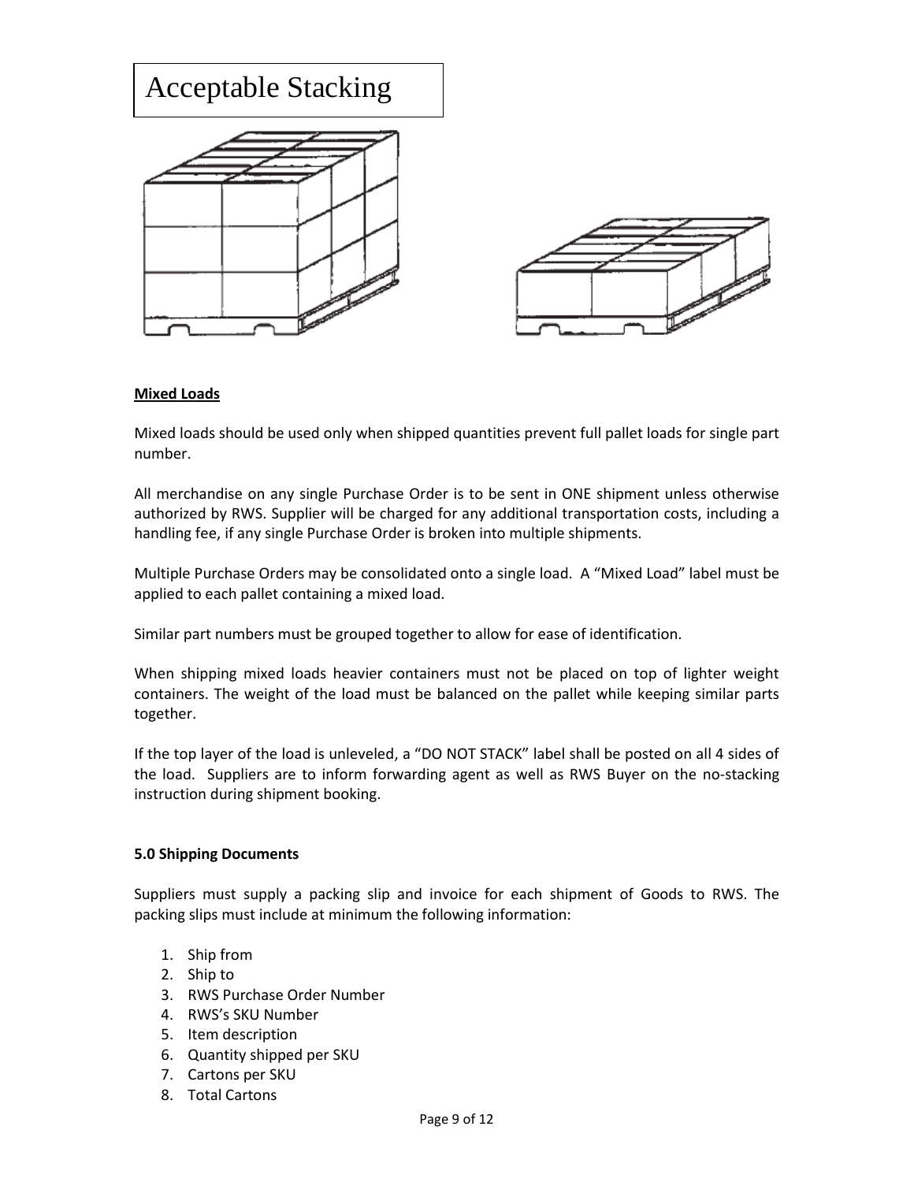# Acceptable Stacking

**Mixed Loads**

Mixed loads should be used only when shipped quantities prevent full pallet loads for single part number.

All merchandise on any single Purchase Order is to be sent in ONE shipment unless otherwise authorized by RWS. Supplier will be charged for any additional transportation costs, including a handling fee, if any single Purchase Order is broken into multiple shipments.

Multiple Purchase Orders may be consolidated onto a single load. A "Mixed Load" label must be applied to each pallet containing a mixed load.

Similar part numbers must be grouped together to allow for ease of identification.

When shipping mixed loads heavier containers must not be placed on top of lighter weight containers. The weight of the load must be balanced on the pallet while keeping similar parts together.

If the top layer of the load is unleveled, a "DO NOT STACK" label shall be posted on all 4 sides of the load. Suppliers are to inform forwarding agent as well as RWS Buyer on the no-stacking instruction during shipment booking.

### 5.0 Shipping Documents

Suppliers must supply a packing slip and invoice for each shipment of Goods to RWS. The packing slips must include at minimum the following information:

1. Ship from
2. Ship to
3. RWS Purchase Order Number
4. RWS's SKU Number
5. Item description
6. Quantity shipped per SKU
7. Cartons per SKU
8. Total Cartons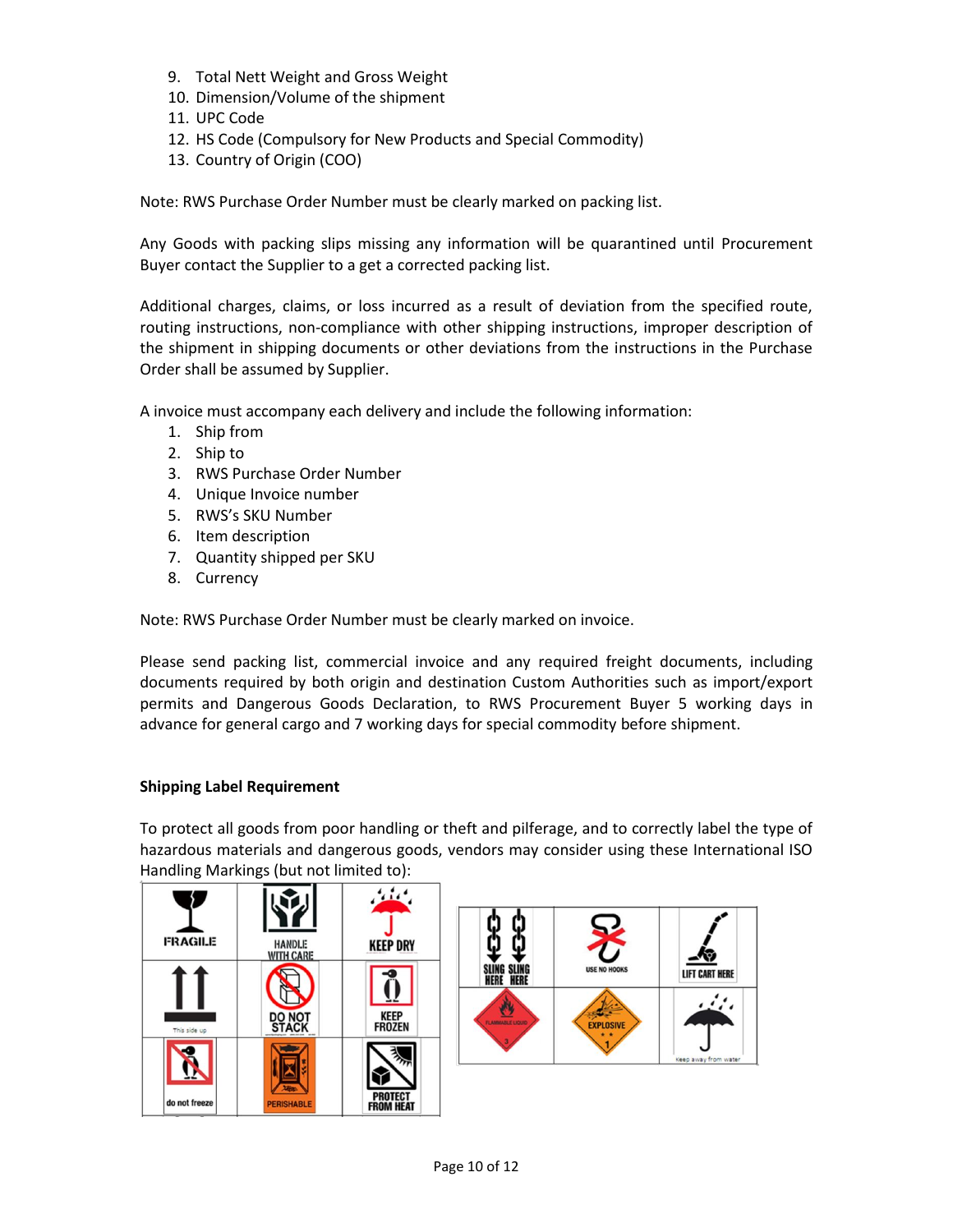9. Total Nett Weight and Gross Weight
10. Dimension/Volume of the shipment
11. UPC Code
12. HS Code (Compulsory for New Products and Special Commodity)
13. Country of Origin (COO)

Note: RWS Purchase Order Number must be clearly marked on packing list.

Any Goods with packing slips missing any information will be quarantined until Procurement Buyer contact the Supplier to a get a corrected packing list.

Additional charges, claims, or loss incurred as a result of deviation from the specified route, routing instructions, non-compliance with other shipping instructions, improper description of the shipment in shipping documents or other deviations from the instructions in the Purchase Order shall be assumed by Supplier.

A invoice must accompany each delivery and include the following information:

1. Ship from
2. Ship to
3. RWS Purchase Order Number
4. Unique Invoice number
5. RWS's SKU Number
6. Item description
7. Quantity shipped per SKU
8. Currency

Note: RWS Purchase Order Number must be clearly marked on invoice.

Please send packing list, commercial invoice and any required freight documents, including documents required by both origin and destination Custom Authorities such as import/export permits and Dangerous Goods Declaration, to RWS Procurement Buyer 5 working days in advance for general cargo and 7 working days for special commodity before shipment.

**Shipping Label Requirement**

To protect all goods from poor handling or theft and pilferage, and to correctly label the type of hazardous materials and dangerous goods, vendors may consider using these International ISO Handling Markings (but not limited to):

| | | |
|---|---|---|
| FRAGILE | HANDLE WITH CARE | KEEP DRY |
| This side up | DO NOT STACK | KEEP FROZEN |
| do not freeze | PERISHABLE | PROTECT FROM HEAT |

| | | |
|---|---|---|
| SLING HERE SLING HERE | USE NO HOOKS | LIFT CART HERE |
| FLAMMABLE LIQUID 3 | EXPLOSIVE 1 | Keep away from water |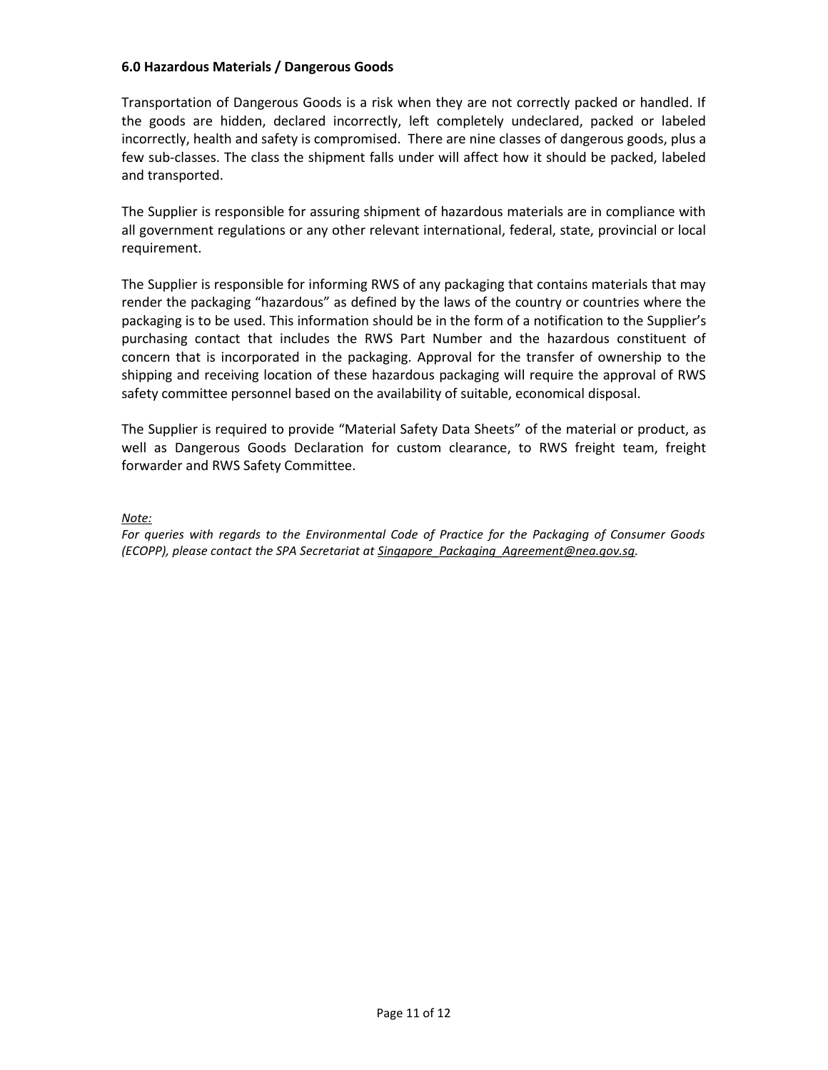## 6.0 Hazardous Materials / Dangerous Goods

Transportation of Dangerous Goods is a risk when they are not correctly packed or handled. If the goods are hidden, declared incorrectly, left completely undeclared, packed or labeled incorrectly, health and safety is compromised. There are nine classes of dangerous goods, plus a few sub-classes. The class the shipment falls under will affect how it should be packed, labeled and transported.

The Supplier is responsible for assuring shipment of hazardous materials are in compliance with all government regulations or any other relevant international, federal, state, provincial or local requirement.

The Supplier is responsible for informing RWS of any packaging that contains materials that may render the packaging "hazardous" as defined by the laws of the country or countries where the packaging is to be used. This information should be in the form of a notification to the Supplier's purchasing contact that includes the RWS Part Number and the hazardous constituent of concern that is incorporated in the packaging. Approval for the transfer of ownership to the shipping and receiving location of these hazardous packaging will require the approval of RWS safety committee personnel based on the availability of suitable, economical disposal.

The Supplier is required to provide "Material Safety Data Sheets" of the material or product, as well as Dangerous Goods Declaration for custom clearance, to RWS freight team, freight forwarder and RWS Safety Committee.

*Note:*
*For queries with regards to the Environmental Code of Practice for the Packaging of Consumer Goods (ECOPP), please contact the SPA Secretariat at Singapore_Packaging_Agreement@nea.gov.sg.*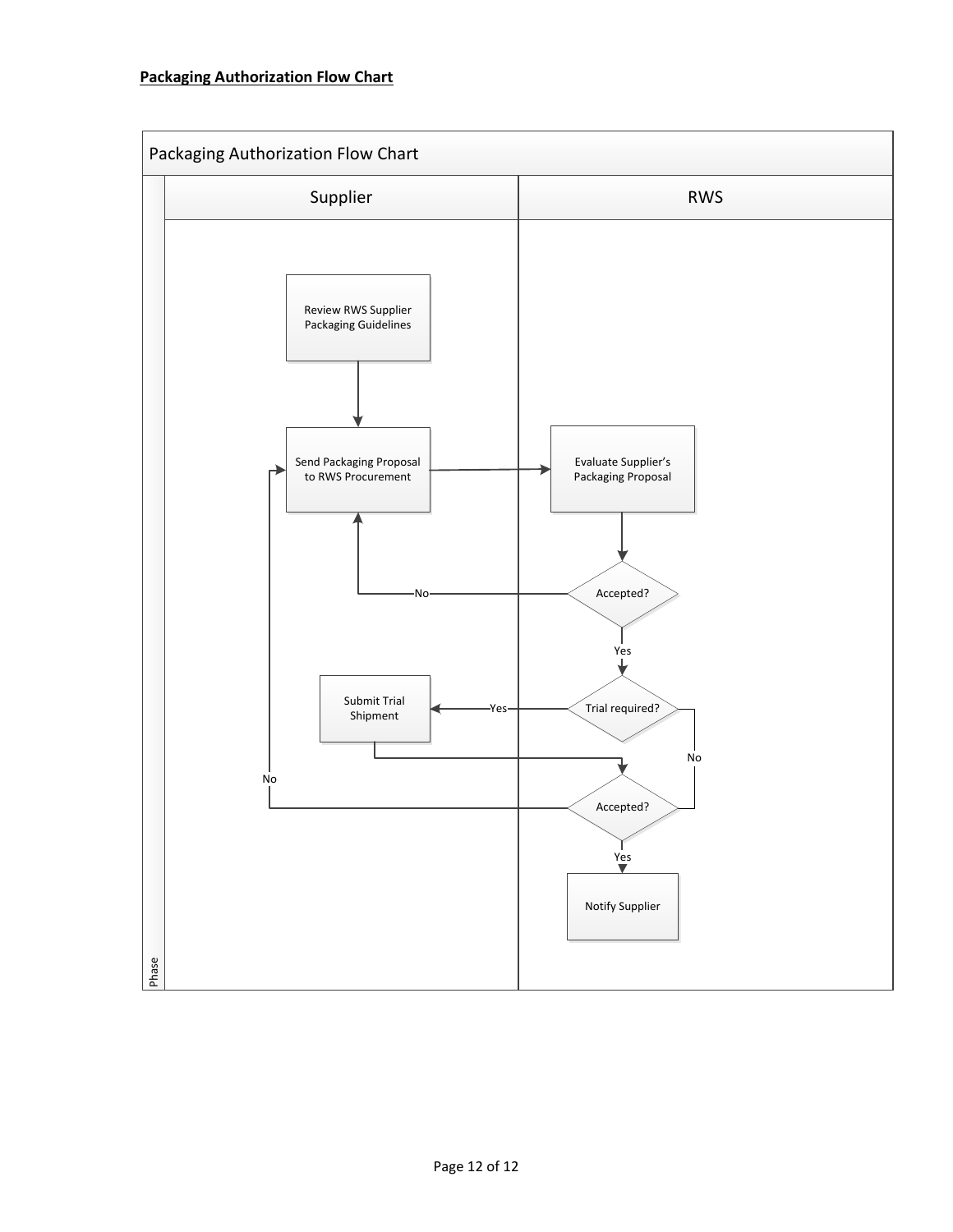**Packaging Authorization Flow Chart**

Packaging Authorization Flow Chart

Supplier

RWS

Review RWS Supplier Packaging Guidelines

Send Packaging Proposal to RWS Procurement

Evaluate Supplier's Packaging Proposal

Accepted?

No

Yes

Submit Trial Shipment

Yes

Trial required?

No

No

Accepted?

Yes

Notify Supplier

Phase